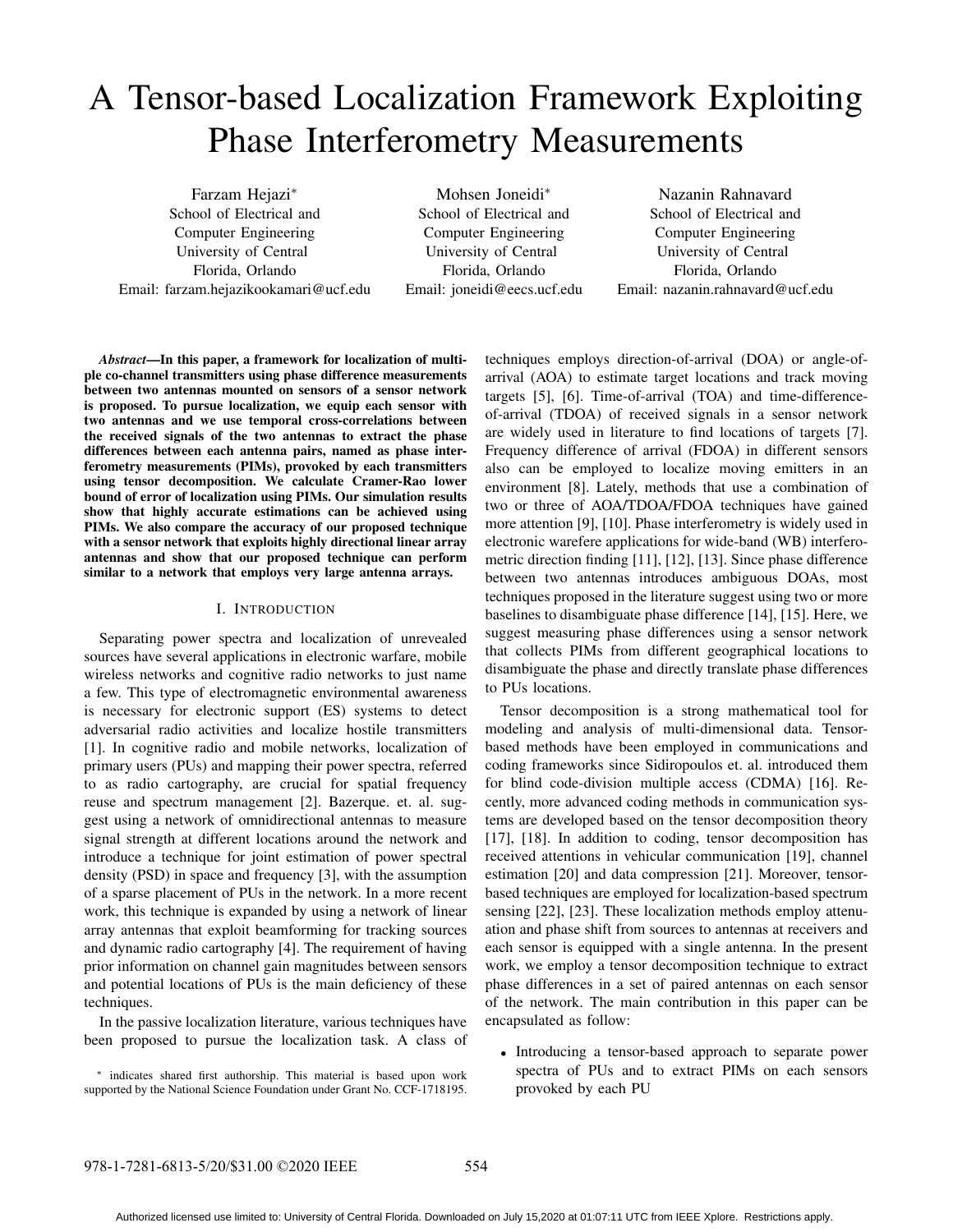# A Tensor-based Localization Framework Exploiting Phase Interferometry Measurements

Farzam Hejazi*
School of Electrical and Computer Engineering
University of Central Florida, Orlando
Email: farzam.hejazikookamari@ucf.edu

Mohsen Joneidi*
School of Electrical and Computer Engineering
University of Central Florida, Orlando
Email: joneidi@eecs.ucf.edu

Nazanin Rahnavard
School of Electrical and Computer Engineering
University of Central Florida, Orlando
Email: nazanin.rahnavard@ucf.edu

***Abstract*—In this paper, a framework for localization of multiple co-channel transmitters using phase difference measurements between two antennas mounted on sensors of a sensor network is proposed. To pursue localization, we equip each sensor with two antennas and we use temporal cross-correlations between the received signals of the two antennas to extract the phase differences between each antenna pairs, named as phase interferometry measurements (PIMs), provoked by each transmitters using tensor decomposition. We calculate Cramer-Rao lower bound of error of localization using PIMs. Our simulation results show that highly accurate estimations can be achieved using PIMs. We also compare the accuracy of our proposed technique with a sensor network that exploits highly directional linear array antennas and show that our proposed technique can perform similar to a network that employs very large antenna arrays.**

## I. Introduction

Separating power spectra and localization of unrevealed sources have several applications in electronic warfare, mobile wireless networks and cognitive radio networks to just name a few. This type of electromagnetic environmental awareness is necessary for electronic support (ES) systems to detect adversarial radio activities and localize hostile transmitters [1]. In cognitive radio and mobile networks, localization of primary users (PUs) and mapping their power spectra, referred to as radio cartography, are crucial for spatial frequency reuse and spectrum management [2]. Bazerque. et. al. suggest using a network of omnidirectional antennas to measure signal strength at different locations around the network and introduce a technique for joint estimation of power spectral density (PSD) in space and frequency [3], with the assumption of a sparse placement of PUs in the network. In a more recent work, this technique is expanded by using a network of linear array antennas that exploit beamforming for tracking sources and dynamic radio cartography [4]. The requirement of having prior information on channel gain magnitudes between sensors and potential locations of PUs is the main deficiency of these techniques.

In the passive localization literature, various techniques have been proposed to pursue the localization task. A class of techniques employs direction-of-arrival (DOA) or angle-of-arrival (AOA) to estimate target locations and track moving targets [5], [6]. Time-of-arrival (TOA) and time-difference-of-arrival (TDOA) of received signals in a sensor network are widely used in literature to find locations of targets [7]. Frequency difference of arrival (FDOA) in different sensors also can be employed to localize moving emitters in an environment [8]. Lately, methods that use a combination of two or three of AOA/TDOA/FDOA techniques have gained more attention [9], [10]. Phase interferometry is widely used in electronic warefere applications for wide-band (WB) interferometric direction finding [11], [12], [13]. Since phase difference between two antennas introduces ambiguous DOAs, most techniques proposed in the literature suggest using two or more baselines to disambiguate phase difference [14], [15]. Here, we suggest measuring phase differences using a sensor network that collects PIMs from different geographical locations to disambiguate the phase and directly translate phase differences to PUs locations.

Tensor decomposition is a strong mathematical tool for modeling and analysis of multi-dimensional data. Tensor-based methods have been employed in communications and coding frameworks since Sidiropoulos et. al. introduced them for blind code-division multiple access (CDMA) [16]. Recently, more advanced coding methods in communication systems are developed based on the tensor decomposition theory [17], [18]. In addition to coding, tensor decomposition has received attentions in vehicular communication [19], channel estimation [20] and data compression [21]. Moreover, tensor-based techniques are employed for localization-based spectrum sensing [22], [23]. These localization methods employ attenuation and phase shift from sources to antennas at receivers and each sensor is equipped with a single antenna. In the present work, we employ a tensor decomposition technique to extract phase differences in a set of paired antennas on each sensor of the network. The main contribution in this paper can be encapsulated as follow:

- Introducing a tensor-based approach to separate power spectra of PUs and to extract PIMs on each sensors provoked by each PU

* indicates shared first authorship. This material is based upon work supported by the National Science Foundation under Grant No. CCF-1718195.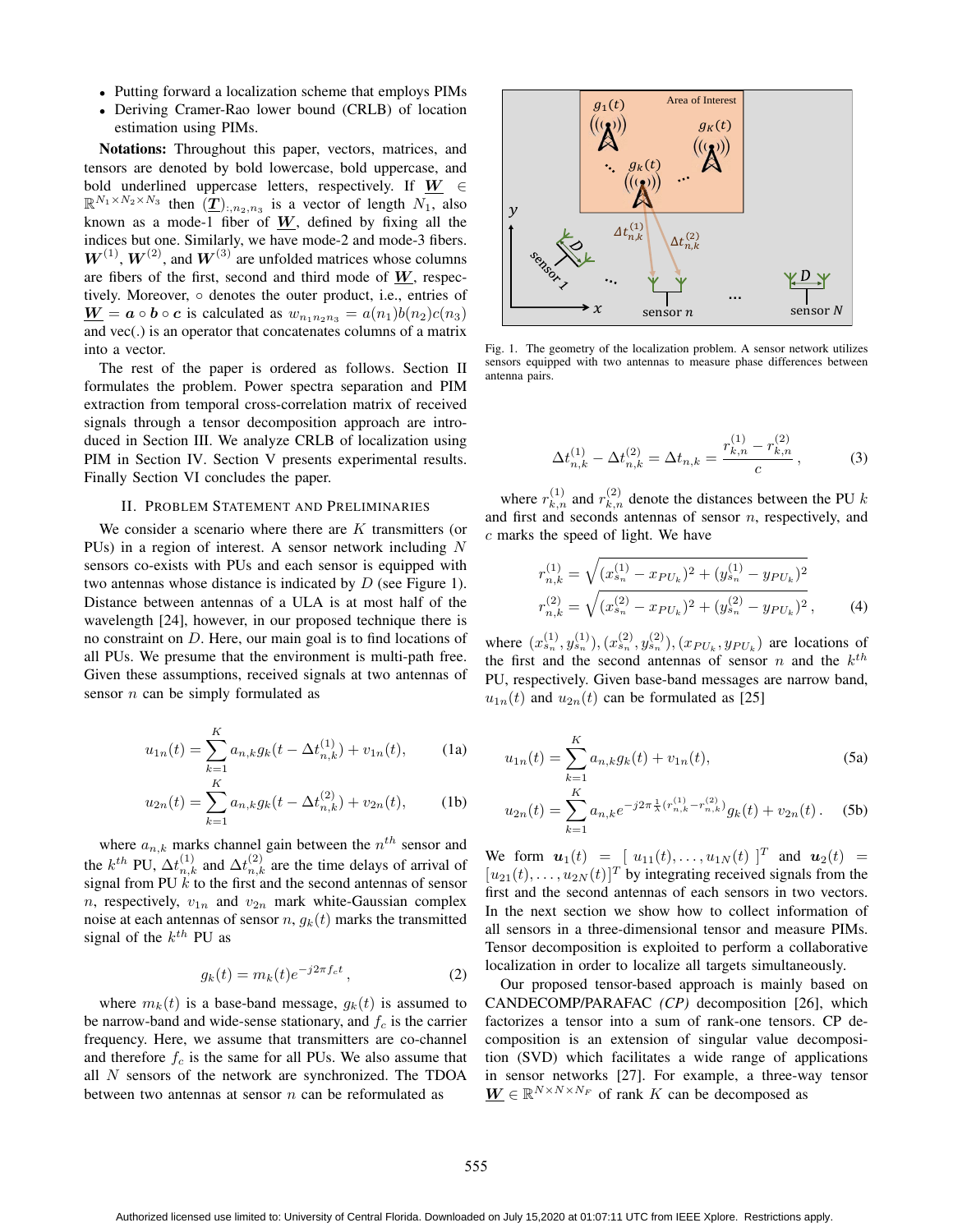- Putting forward a localization scheme that employs PIMs
- Deriving Cramer-Rao lower bound (CRLB) of location estimation using PIMs.

**Notations:** Throughout this paper, vectors, matrices, and tensors are denoted by bold lowercase, bold uppercase, and bold underlined uppercase letters, respectively. If $\underline{\boldsymbol{W}} \in \mathbb{R}^{N_1 \times N_2 \times N_3}$ then $(\underline{\boldsymbol{T}})_{:,n_2,n_3}$ is a vector of length $N_1$, also known as a mode-1 fiber of $\underline{\boldsymbol{W}}$, defined by fixing all the indices but one. Similarly, we have mode-2 and mode-3 fibers. $\boldsymbol{W}^{(1)}$, $\boldsymbol{W}^{(2)}$, and $\boldsymbol{W}^{(3)}$ are unfolded matrices whose columns are fibers of the first, second and third mode of $\underline{\boldsymbol{W}}$, respectively. Moreover, $\circ$ denotes the outer product, i.e., entries of $\underline{\boldsymbol{W}} = \boldsymbol{a} \circ \boldsymbol{b} \circ \boldsymbol{c}$ is calculated as $w_{n_1 n_2 n_3} = a(n_1)b(n_2)c(n_3)$ and vec(.) is an operator that concatenates columns of a matrix into a vector.

The rest of the paper is ordered as follows. Section II formulates the problem. Power spectra separation and PIM extraction from temporal cross-correlation matrix of received signals through a tensor decomposition approach are introduced in Section III. We analyze CRLB of localization using PIM in Section IV. Section V presents experimental results. Finally Section VI concludes the paper.

## II. Problem Statement and Preliminaries

We consider a scenario where there are $K$ transmitters (or PUs) in a region of interest. A sensor network including $N$ sensors co-exists with PUs and each sensor is equipped with two antennas whose distance is indicated by $D$ (see Figure 1). Distance between antennas of a ULA is at most half of the wavelength [24], however, in our proposed technique there is no constraint on $D$. Here, our main goal is to find locations of all PUs. We presume that the environment is multi-path free. Given these assumptions, received signals at two antennas of sensor $n$ can be simply formulated as

$$u_{1n}(t) = \sum_{k=1}^{K} a_{n,k} g_k(t - \Delta t_{n,k}^{(1)}) + v_{1n}(t), \qquad (1a)$$

$$u_{2n}(t) = \sum_{k=1}^{K} a_{n,k} g_k(t - \Delta t_{n,k}^{(2)}) + v_{2n}(t), \qquad (1b)$$

where $a_{n,k}$ marks channel gain between the $n^{th}$ sensor and the $k^{th}$ PU, $\Delta t_{n,k}^{(1)}$ and $\Delta t_{n,k}^{(2)}$ are the time delays of arrival of signal from PU $k$ to the first and the second antennas of sensor $n$, respectively, $v_{1n}$ and $v_{2n}$ mark white-Gaussian complex noise at each antennas of sensor $n$, $g_k(t)$ marks the transmitted signal of the $k^{th}$ PU as

$$g_k(t) = m_k(t) e^{-j2\pi f_c t}, \qquad (2)$$

where $m_k(t)$ is a base-band message, $g_k(t)$ is assumed to be narrow-band and wide-sense stationary, and $f_c$ is the carrier frequency. Here, we assume that transmitters are co-channel and therefore $f_c$ is the same for all PUs. We also assume that all $N$ sensors of the network are synchronized. The TDOA between two antennas at sensor $n$ can be reformulated as

Fig. 1. The geometry of the localization problem. A sensor network utilizes sensors equipped with two antennas to measure phase differences between antenna pairs.

$$\Delta t_{n,k}^{(1)} - \Delta t_{n,k}^{(2)} = \Delta t_{n,k} = \frac{r_{k,n}^{(1)} - r_{k,n}^{(2)}}{c}, \qquad (3)$$

where $r_{k,n}^{(1)}$ and $r_{k,n}^{(2)}$ denote the distances between the PU $k$ and first and seconds antennas of sensor $n$, respectively, and $c$ marks the speed of light. We have

$$r_{n,k}^{(1)} = \sqrt{(x_{s_n}^{(1)} - x_{PU_k})^2 + (y_{s_n}^{(1)} - y_{PU_k})^2}$$
$$r_{n,k}^{(2)} = \sqrt{(x_{s_n}^{(2)} - x_{PU_k})^2 + (y_{s_n}^{(2)} - y_{PU_k})^2}, \qquad (4)$$

where $(x_{s_n}^{(1)}, y_{s_n}^{(1)}), (x_{s_n}^{(2)}, y_{s_n}^{(2)}), (x_{PU_k}, y_{PU_k})$ are locations of the first and the second antennas of sensor $n$ and the $k^{th}$ PU, respectively. Given base-band messages are narrow band, $u_{1n}(t)$ and $u_{2n}(t)$ can be formulated as [25]

$$u_{1n}(t) = \sum_{k=1}^{K} a_{n,k} g_k(t) + v_{1n}(t), \qquad (5a)$$

$$u_{2n}(t) = \sum_{k=1}^{K} a_{n,k} e^{-j2\pi \frac{1}{\lambda}(r_{n,k}^{(1)} - r_{n,k}^{(2)})} g_k(t) + v_{2n}(t). \qquad (5b)$$

We form $\boldsymbol{u}_1(t) = [\, u_{11}(t), \ldots, u_{1N}(t)\,]^T$ and $\boldsymbol{u}_2(t) = [u_{21}(t), \ldots, u_{2N}(t)]^T$ by integrating received signals from the first and the second antennas of each sensors in two vectors. In the next section we show how to collect information of all sensors in a three-dimensional tensor and measure PIMs. Tensor decomposition is exploited to perform a collaborative localization in order to localize all targets simultaneously.

Our proposed tensor-based approach is mainly based on CANDECOMP/PARAFAC *(CP)* decomposition [26], which factorizes a tensor into a sum of rank-one tensors. CP decomposition is an extension of singular value decomposition (SVD) which facilitates a wide range of applications in sensor networks [27]. For example, a three-way tensor $\underline{\boldsymbol{W}} \in \mathbb{R}^{N \times N \times N_F}$ of rank $K$ can be decomposed as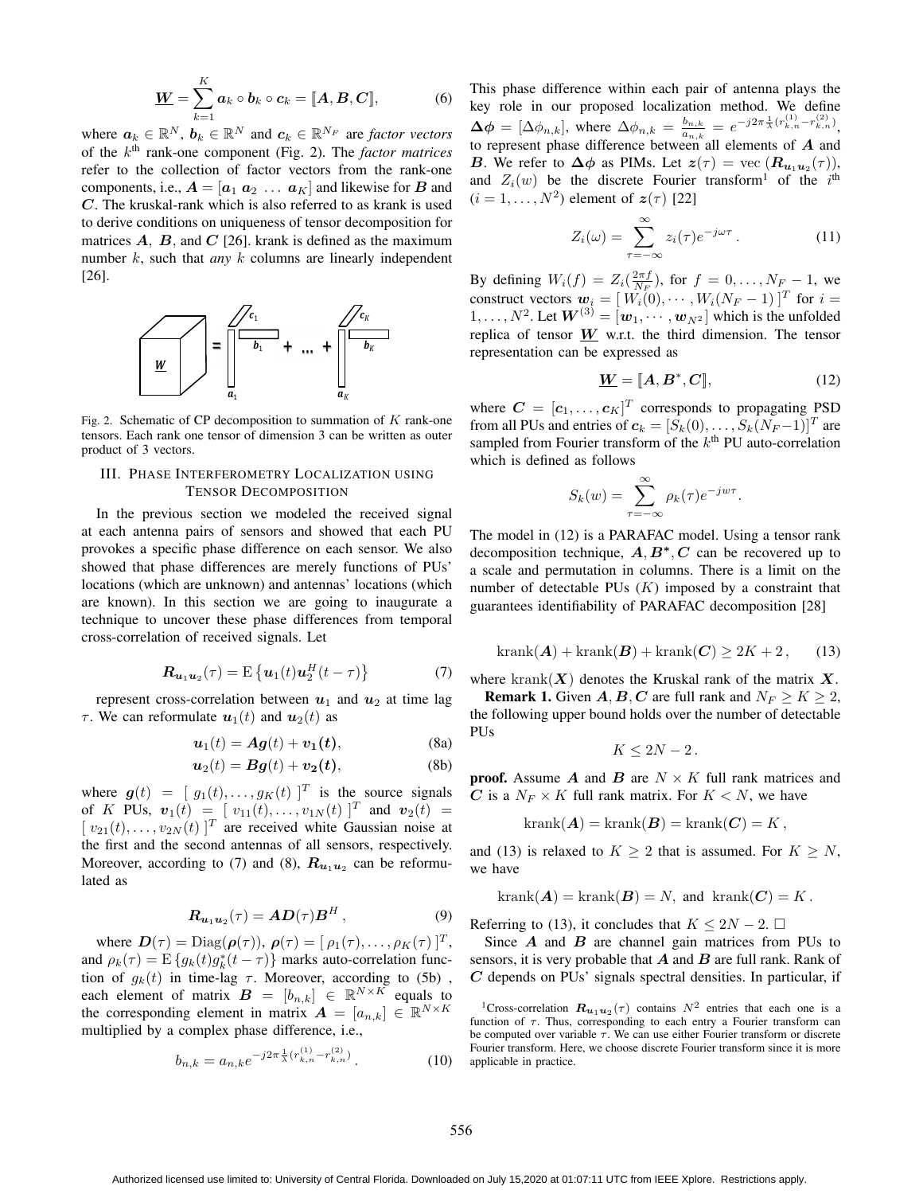$$\underline{\boldsymbol{W}} = \sum_{k=1}^{K} \boldsymbol{a}_k \circ \boldsymbol{b}_k \circ \boldsymbol{c}_k = [\![\boldsymbol{A}, \boldsymbol{B}, \boldsymbol{C}]\!], \tag{6}$$

where $\boldsymbol{a}_k \in \mathbb{R}^N$, $\boldsymbol{b}_k \in \mathbb{R}^N$ and $\boldsymbol{c}_k \in \mathbb{R}^{N_F}$ are *factor vectors* of the $k^{\text{th}}$ rank-one component (Fig. 2). The *factor matrices* refer to the collection of factor vectors from the rank-one components, i.e., $\boldsymbol{A} = [\boldsymbol{a}_1\ \boldsymbol{a}_2\ \ldots\ \boldsymbol{a}_K]$ and likewise for $\boldsymbol{B}$ and $\boldsymbol{C}$. The kruskal-rank which is also referred to as krank is used to derive conditions on uniqueness of tensor decomposition for matrices $\boldsymbol{A}$, $\boldsymbol{B}$, and $\boldsymbol{C}$ [26]. krank is defined as the maximum number $k$, such that *any* $k$ columns are linearly independent [26].

Fig. 2. Schematic of CP decomposition to summation of $K$ rank-one tensors. Each rank one tensor of dimension 3 can be written as outer product of 3 vectors.

## III. Phase Interferometry Localization using Tensor Decomposition

In the previous section we modeled the received signal at each antenna pairs of sensors and showed that each PU provokes a specific phase difference on each sensor. We also showed that phase differences are merely functions of PUs' locations (which are unknown) and antennas' locations (which are known). In this section we are going to inaugurate a technique to uncover these phase differences from temporal cross-correlation of received signals. Let

$$\boldsymbol{R}_{\boldsymbol{u}_1\boldsymbol{u}_2}(\tau) = \mathrm{E}\left\{\boldsymbol{u}_1(t)\boldsymbol{u}_2^H(t-\tau)\right\} \tag{7}$$

represent cross-correlation between $\boldsymbol{u}_1$ and $\boldsymbol{u}_2$ at time lag $\tau$. We can reformulate $\boldsymbol{u}_1(t)$ and $\boldsymbol{u}_2(t)$ as

$$\boldsymbol{u}_1(t) = \boldsymbol{A}\boldsymbol{g}(t) + \boldsymbol{v_1}(\boldsymbol{t}), \tag{8a}$$

$$\boldsymbol{u}_2(t) = \boldsymbol{B}\boldsymbol{g}(t) + \boldsymbol{v_2}(\boldsymbol{t}), \tag{8b}$$

where $\boldsymbol{g}(t) = [\ g_1(t), \ldots, g_K(t)\ ]^T$ is the source signals of $K$ PUs, $\boldsymbol{v}_1(t) = [\ v_{11}(t), \ldots, v_{1N}(t)\ ]^T$ and $\boldsymbol{v}_2(t) = [\ v_{21}(t), \ldots, v_{2N}(t)\ ]^T$ are received white Gaussian noise at the first and the second antennas of all sensors, respectively. Moreover, according to (7) and (8), $\boldsymbol{R}_{\boldsymbol{u}_1\boldsymbol{u}_2}$ can be reformulated as

$$\boldsymbol{R}_{\boldsymbol{u}_1\boldsymbol{u}_2}(\tau) = \boldsymbol{A}\boldsymbol{D}(\tau)\boldsymbol{B}^H, \tag{9}$$

where $\boldsymbol{D}(\tau) = \mathrm{Diag}(\boldsymbol{\rho}(\tau))$, $\boldsymbol{\rho}(\tau) = [\ \rho_1(\tau), \ldots, \rho_K(\tau)\ ]^T$, and $\rho_k(\tau) = \mathrm{E}\left\{g_k(t)g_k^*(t-\tau)\right\}$ marks auto-correlation function of $g_k(t)$ in time-lag $\tau$. Moreover, according to (5b), each element of matrix $\boldsymbol{B} = [b_{n,k}] \in \mathbb{R}^{N\times K}$ equals to the corresponding element in matrix $\boldsymbol{A} = [a_{n,k}] \in \mathbb{R}^{N\times K}$ multiplied by a complex phase difference, i.e.,

$$b_{n,k} = a_{n,k} e^{-j2\pi\frac{1}{\lambda}(r_{k,n}^{(1)} - r_{k,n}^{(2)})}. \tag{10}$$

This phase difference within each pair of antenna plays the key role in our proposed localization method. We define $\boldsymbol{\Delta\phi} = [\Delta\phi_{n,k}]$, where $\Delta\phi_{n,k} = \frac{b_{n,k}}{a_{n,k}} = e^{-j2\pi\frac{1}{\lambda}(r_{k,n}^{(1)} - r_{k,n}^{(2)})}$, to represent phase difference between all elements of $\boldsymbol{A}$ and $\boldsymbol{B}$. We refer to $\boldsymbol{\Delta\phi}$ as PIMs. Let $\boldsymbol{z}(\tau) = \mathrm{vec}\left(\boldsymbol{R}_{\boldsymbol{u}_1\boldsymbol{u}_2}(\tau)\right)$, and $Z_i(w)$ be the discrete Fourier transform[1] of the $i^{\text{th}}$ $(i = 1, \ldots, N^2)$ element of $\boldsymbol{z}(\tau)$ [22]

$$Z_i(\omega) = \sum_{\tau=-\infty}^{\infty} z_i(\tau) e^{-j\omega\tau}. \tag{11}$$

By defining $W_i(f) = Z_i(\frac{2\pi f}{N_F})$, for $f = 0, \ldots, N_F - 1$, we construct vectors $\boldsymbol{w}_i = [\ W_i(0), \cdots, W_i(N_F - 1)\ ]^T$ for $i = 1, \ldots, N^2$. Let $\boldsymbol{W}^{(3)} = [\boldsymbol{w}_1, \cdots, \boldsymbol{w}_{N^2}]$ which is the unfolded replica of tensor $\underline{\boldsymbol{W}}$ w.r.t. the third dimension. The tensor representation can be expressed as

$$\underline{\boldsymbol{W}} = [\![\boldsymbol{A}, \boldsymbol{B}^*, \boldsymbol{C}]\!], \tag{12}$$

where $\boldsymbol{C} = [\boldsymbol{c}_1, \ldots, \boldsymbol{c}_K]^T$ corresponds to propagating PSD from all PUs and entries of $\boldsymbol{c}_k = [S_k(0), \ldots, S_k(N_F-1)]^T$ are sampled from Fourier transform of the $k^{\text{th}}$ PU auto-correlation which is defined as follows

$$S_k(w) = \sum_{\tau=-\infty}^{\infty} \rho_k(\tau) e^{-jw\tau}.$$

The model in (12) is a PARAFAC model. Using a tensor rank decomposition technique, $\boldsymbol{A}, \boldsymbol{B}^*, \boldsymbol{C}$ can be recovered up to a scale and permutation in columns. There is a limit on the number of detectable PUs ($K$) imposed by a constraint that guarantees identifiability of PARAFAC decomposition [28]

$$\mathrm{krank}(\boldsymbol{A}) + \mathrm{krank}(\boldsymbol{B}) + \mathrm{krank}(\boldsymbol{C}) \geq 2K + 2, \tag{13}$$

where $\mathrm{krank}(\boldsymbol{X})$ denotes the Kruskal rank of the matrix $\boldsymbol{X}$.

**Remark 1.** Given $\boldsymbol{A}, \boldsymbol{B}, \boldsymbol{C}$ are full rank and $N_F \geq K \geq 2$, the following upper bound holds over the number of detectable PUs

$$K \leq 2N - 2.$$

**proof.** Assume $\boldsymbol{A}$ and $\boldsymbol{B}$ are $N \times K$ full rank matrices and $\boldsymbol{C}$ is a $N_F \times K$ full rank matrix. For $K < N$, we have

$$\mathrm{krank}(\boldsymbol{A}) = \mathrm{krank}(\boldsymbol{B}) = \mathrm{krank}(\boldsymbol{C}) = K,$$

and (13) is relaxed to $K \geq 2$ that is assumed. For $K \geq N$, we have

$$\mathrm{krank}(\boldsymbol{A}) = \mathrm{krank}(\boldsymbol{B}) = N, \text{ and } \mathrm{krank}(\boldsymbol{C}) = K.$$

Referring to (13), it concludes that $K \leq 2N - 2$. □

Since $\boldsymbol{A}$ and $\boldsymbol{B}$ are channel gain matrices from PUs to sensors, it is very probable that $\boldsymbol{A}$ and $\boldsymbol{B}$ are full rank. Rank of $\boldsymbol{C}$ depends on PUs' signals spectral densities. In particular, if

[1] Cross-correlation $\boldsymbol{R}_{\boldsymbol{u}_1\boldsymbol{u}_2}(\tau)$ contains $N^2$ entries that each one is a function of $\tau$. Thus, corresponding to each entry a Fourier transform can be computed over variable $\tau$. We can use either Fourier transform or discrete Fourier transform. Here, we choose discrete Fourier transform since it is more applicable in practice.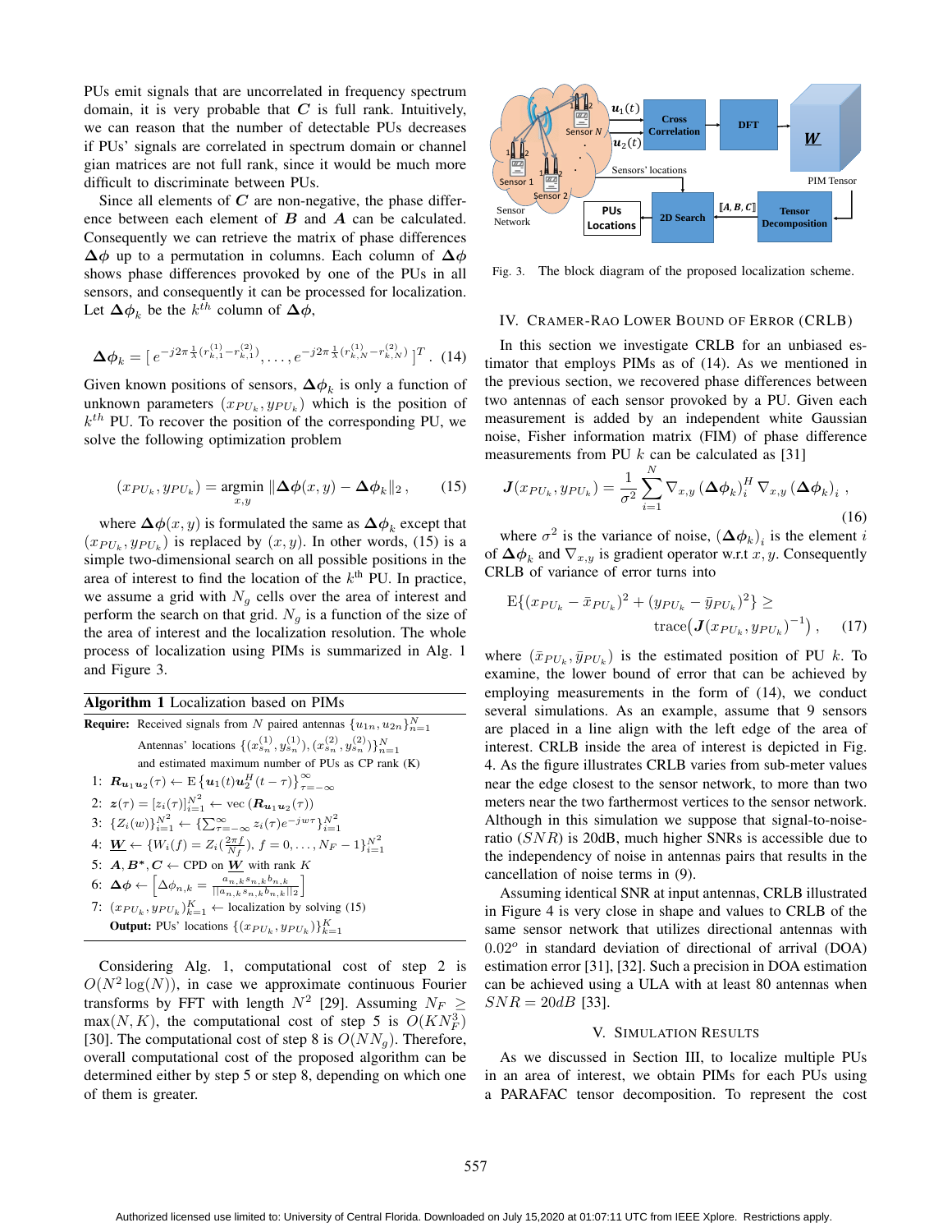PUs emit signals that are uncorrelated in frequency spectrum domain, it is very probable that $\boldsymbol{C}$ is full rank. Intuitively, we can reason that the number of detectable PUs decreases if PUs' signals are correlated in spectrum domain or channel gian matrices are not full rank, since it would be much more difficult to discriminate between PUs.

Since all elements of $\boldsymbol{C}$ are non-negative, the phase difference between each element of $\boldsymbol{B}$ and $\boldsymbol{A}$ can be calculated. Consequently we can retrieve the matrix of phase differences $\boldsymbol{\Delta\phi}$ up to a permutation in columns. Each column of $\boldsymbol{\Delta\phi}$ shows phase differences provoked by one of the PUs in all sensors, and consequently it can be processed for localization. Let $\boldsymbol{\Delta\phi}_k$ be the $k^{th}$ column of $\boldsymbol{\Delta\phi}$,

$$\boldsymbol{\Delta\phi}_k = [\, e^{-j2\pi\frac{1}{\lambda}(r^{(1)}_{k,1}-r^{(2)}_{k,1})}, \ldots, e^{-j2\pi\frac{1}{\lambda}(r^{(1)}_{k,N}-r^{(2)}_{k,N})}\,]^T. \quad (14)$$

Given known positions of sensors, $\boldsymbol{\Delta\phi}_k$ is only a function of unknown parameters $(x_{PU_k}, y_{PU_k})$ which is the position of $k^{th}$ PU. To recover the position of the corresponding PU, we solve the following optimization problem

$$(x_{PU_k}, y_{PU_k}) = \underset{x,y}{\operatorname{argmin}} \, \|\boldsymbol{\Delta\phi}(x,y) - \boldsymbol{\Delta\phi}_k\|_2\,, \quad (15)$$

where $\boldsymbol{\Delta\phi}(x,y)$ is formulated the same as $\boldsymbol{\Delta\phi}_k$ except that $(x_{PU_k}, y_{PU_k})$ is replaced by $(x,y)$. In other words, (15) is a simple two-dimensional search on all possible positions in the area of interest to find the location of the $k^{th}$ PU. In practice, we assume a grid with $N_g$ cells over the area of interest and perform the search on that grid. $N_g$ is a function of the size of the area of interest and the localization resolution. The whole process of localization using PIMs is summarized in Alg. 1 and Figure 3.

**Algorithm 1** Localization based on PIMs

**Require:** Received signals from $N$ paired antennas $\{u_{1n}, u_{2n}\}_{n=1}^N$
Antennas' locations $\{(x^{(1)}_{sn}, y^{(1)}_{sn}), (x^{(2)}_{sn}, y^{(2)}_{sn})\}_{n=1}^N$
and estimated maximum number of PUs as CP rank (K)

1: $\boldsymbol{R}_{\boldsymbol{u}_1\boldsymbol{u}_2}(\tau) \leftarrow \mathrm{E}\{\boldsymbol{u}_1(t)\boldsymbol{u}_2^H(t-\tau)\}_{\tau=-\infty}^{\infty}$
2: $\boldsymbol{z}(\tau) = [z_i(\tau)]_{i=1}^{N^2} \leftarrow \mathrm{vec}\,(\boldsymbol{R}_{\boldsymbol{u}_1\boldsymbol{u}_2}(\tau))$
3: $\{Z_i(w)\}_{i=1}^{N^2} \leftarrow \{\sum_{\tau=-\infty}^{\infty} z_i(\tau)e^{-jw\tau}\}_{i=1}^{N^2}$
4: $\underline{\boldsymbol{W}} \leftarrow \{W_i(f) = Z_i(\frac{2\pi f}{N_f}),\, f = 0, \ldots, N_F - 1\}_{i=1}^{N^2}$
5: $\boldsymbol{A}, \boldsymbol{B}^*, \boldsymbol{C} \leftarrow$ CPD on $\underline{\boldsymbol{W}}$ with rank $K$
6: $\boldsymbol{\Delta\phi} \leftarrow \left[\Delta\phi_{n,k} = \frac{a_{n,k}s_{n,k}b_{n,k}}{\|a_{n,k}s_{n,k}b_{n,k}\|_2}\right]$
7: $(x_{PU_k}, y_{PU_k})_{k=1}^K \leftarrow$ localization by solving (15)

**Output:** PUs' locations $\{(x_{PU_k}, y_{PU_k})\}_{k=1}^K$

Considering Alg. 1, computational cost of step 2 is $O(N^2\log(N))$, in case we approximate continuous Fourier transforms by FFT with length $N^2$ [29]. Assuming $N_F \geq \max(N, K)$, the computational cost of step 5 is $O(KN_F^3)$ [30]. The computational cost of step 8 is $O(NN_g)$. Therefore, overall computational cost of the proposed algorithm can be determined either by step 5 or step 8, depending on which one of them is greater.

Fig. 3. The block diagram of the proposed localization scheme.

## IV. Cramer-Rao Lower Bound of Error (CRLB)

In this section we investigate CRLB for an unbiased estimator that employs PIMs as of (14). As we mentioned in the previous section, we recovered phase differences between two antennas of each sensor provoked by a PU. Given each measurement is added by an independent white Gaussian noise, Fisher information matrix (FIM) of phase difference measurements from PU $k$ can be calculated as [31]

$$\boldsymbol{J}(x_{PU_k}, y_{PU_k}) = \frac{1}{\sigma^2}\sum_{i=1}^{N} \nabla_{x,y}\,(\boldsymbol{\Delta\phi}_k)_i^H\,\nabla_{x,y}\,(\boldsymbol{\Delta\phi}_k)_i\,, \quad (16)$$

where $\sigma^2$ is the variance of noise, $(\boldsymbol{\Delta\phi}_k)_i$ is the element $i$ of $\boldsymbol{\Delta\phi}_k$ and $\nabla_{x,y}$ is gradient operator w.r.t $x, y$. Consequently CRLB of variance of error turns into

$$\mathrm{E}\{(x_{PU_k} - \bar{x}_{PU_k})^2 + (y_{PU_k} - \bar{y}_{PU_k})^2\} \geq \mathrm{trace}\big(\boldsymbol{J}(x_{PU_k}, y_{PU_k})^{-1}\big)\,, \quad (17)$$

where $(\bar{x}_{PU_k}, \bar{y}_{PU_k})$ is the estimated position of PU $k$. To examine, the lower bound of error that can be achieved by employing measurements in the form of (14), we conduct several simulations. As an example, assume that 9 sensors are placed in a line align with the left edge of the area of interest. CRLB inside the area of interest is depicted in Fig. 4. As the figure illustrates CRLB varies from sub-meter values near the edge closest to the sensor network, to more than two meters near the two farthermost vertices to the sensor network. Although in this simulation we suppose that signal-to-noise-ratio ($SNR$) is 20dB, much higher SNRs is accessible due to the independency of noise in antennas pairs that results in the cancellation of noise terms in (9).

Assuming identical SNR at input antennas, CRLB illustrated in Figure 4 is very close in shape and values to CRLB of the same sensor network that utilizes directional antennas with $0.02^o$ in standard deviation of directional of arrival (DOA) estimation error [31], [32]. Such a precision in DOA estimation can be achieved using a ULA with at least 80 antennas when $SNR = 20dB$ [33].

## V. Simulation Results

As we discussed in Section III, to localize multiple PUs in an area of interest, we obtain PIMs for each PUs using a PARAFAC tensor decomposition. To represent the cost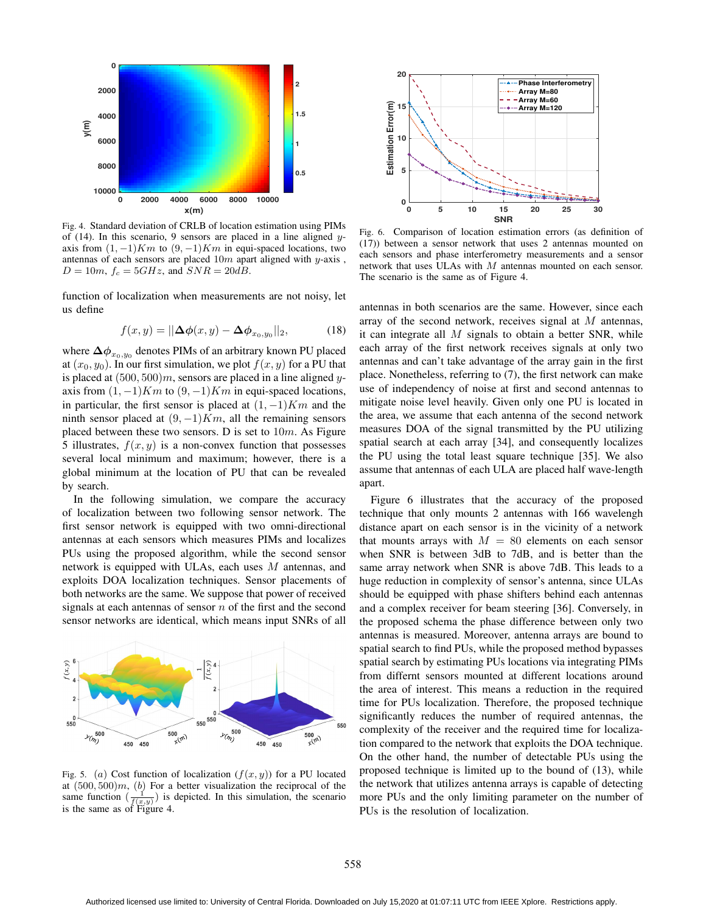Fig. 4. Standard deviation of CRLB of location estimation using PIMs of (14). In this scenario, 9 sensors are placed in a line aligned $y$-axis from $(1, -1)Km$ to $(9, -1)Km$ in equi-spaced locations, two antennas of each sensors are placed $10m$ apart aligned with $y$-axis , $D = 10m$, $f_c = 5GHz$, and $SNR = 20dB$.

function of localization when measurements are not noisy, let us define

$$f(x, y) = ||\boldsymbol{\Delta\phi}(x, y) - \boldsymbol{\Delta\phi}_{x_0,y_0}||_2, \tag{18}$$

where $\boldsymbol{\Delta\phi}_{x_0,y_0}$ denotes PIMs of an arbitrary known PU placed at $(x_0, y_0)$. In our first simulation, we plot $f(x, y)$ for a PU that is placed at $(500, 500)m$, sensors are placed in a line aligned $y$-axis from $(1, -1)Km$ to $(9, -1)Km$ in equi-spaced locations, in particular, the first sensor is placed at $(1, -1)Km$ and the ninth sensor placed at $(9, -1)Km$, all the remaining sensors placed between these two sensors. D is set to $10m$. As Figure 5 illustrates, $f(x, y)$ is a non-convex function that possesses several local minimum and maximum; however, there is a global minimum at the location of PU that can be revealed by search.

In the following simulation, we compare the accuracy of localization between two following sensor network. The first sensor network is equipped with two omni-directional antennas at each sensors which measures PIMs and localizes PUs using the proposed algorithm, while the second sensor network is equipped with ULAs, each uses $M$ antennas, and exploits DOA localization techniques. Sensor placements of both networks are the same. We suppose that power of received signals at each antennas of sensor $n$ of the first and the second sensor networks are identical, which means input SNRs of all

Fig. 5. $(a)$ Cost function of localization ($f(x, y)$) for a PU located at $(500, 500)m$, $(b)$ For a better visualization the reciprocal of the same function ($\frac{1}{f(x,y)}$) is depicted. In this simulation, the scenario is the same as of Figure 4.

Fig. 6. Comparison of location estimation errors (as definition of (17)) between a sensor network that uses 2 antennas mounted on each sensors and phase interferometry measurements and a sensor network that uses ULAs with $M$ antennas mounted on each sensor. The scenario is the same as of Figure 4.

antennas in both scenarios are the same. However, since each array of the second network, receives signal at $M$ antennas, it can integrate all $M$ signals to obtain a better SNR, while each array of the first network receives signals at only two antennas and can't take advantage of the array gain in the first place. Nonetheless, referring to (7), the first network can make use of independency of noise at first and second antennas to mitigate noise level heavily. Given only one PU is located in the area, we assume that each antenna of the second network measures DOA of the signal transmitted by the PU utilizing spatial search at each array [34], and consequently localizes the PU using the total least square technique [35]. We also assume that antennas of each ULA are placed half wave-length apart.

Figure 6 illustrates that the accuracy of the proposed technique that only mounts 2 antennas with 166 wavelengh distance apart on each sensor is in the vicinity of a network that mounts arrays with $M = 80$ elements on each sensor when SNR is between 3dB to 7dB, and is better than the same array network when SNR is above 7dB. This leads to a huge reduction in complexity of sensor's antenna, since ULAs should be equipped with phase shifters behind each antennas and a complex receiver for beam steering [36]. Conversely, in the proposed schema the phase difference between only two antennas is measured. Moreover, antenna arrays are bound to spatial search to find PUs, while the proposed method bypasses spatial search by estimating PUs locations via integrating PIMs from differnt sensors mounted at different locations around the area of interest. This means a reduction in the required time for PUs localization. Therefore, the proposed technique significantly reduces the number of required antennas, the complexity of the receiver and the required time for localization compared to the network that exploits the DOA technique. On the other hand, the number of detectable PUs using the proposed technique is limited up to the bound of (13), while the network that utilizes antenna arrays is capable of detecting more PUs and the only limiting parameter on the number of PUs is the resolution of localization.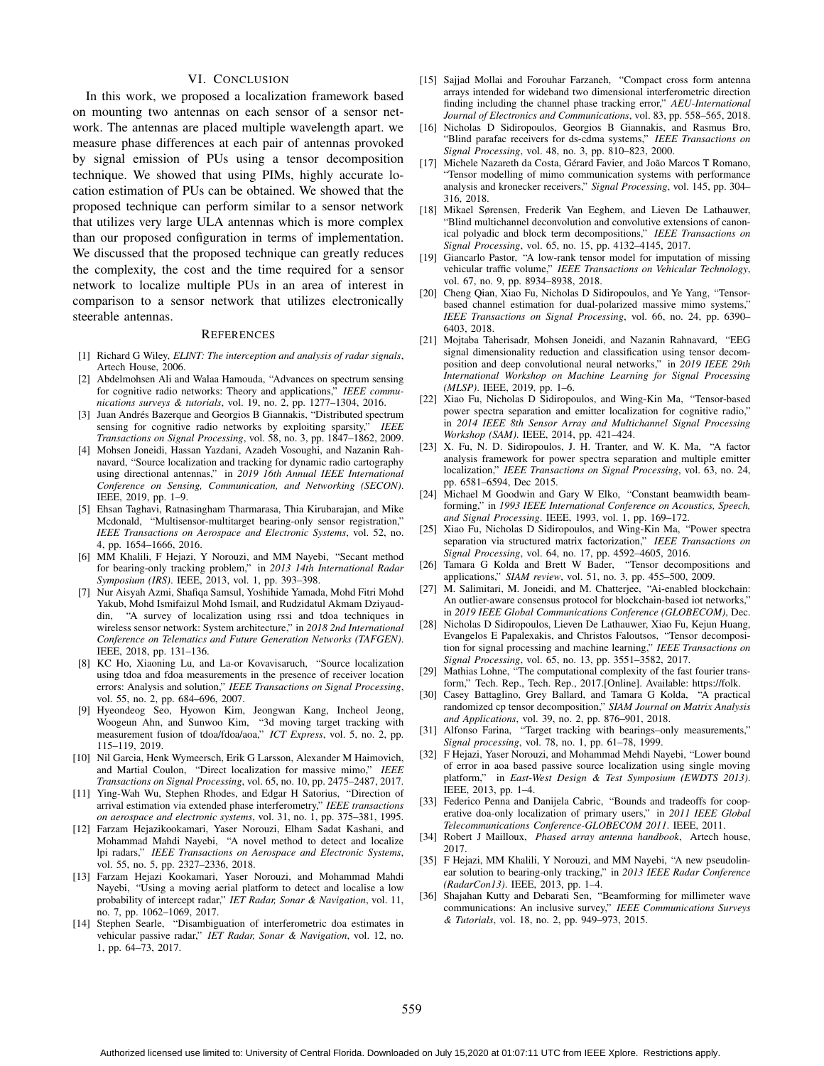## VI. Conclusion

In this work, we proposed a localization framework based on mounting two antennas on each sensor of a sensor network. The antennas are placed multiple wavelength apart. we measure phase differences at each pair of antennas provoked by signal emission of PUs using a tensor decomposition technique. We showed that using PIMs, highly accurate location estimation of PUs can be obtained. We showed that the proposed technique can perform similar to a sensor network that utilizes very large ULA antennas which is more complex than our proposed configuration in terms of implementation. We discussed that the proposed technique can greatly reduces the complexity, the cost and the time required for a sensor network to localize multiple PUs in an area of interest in comparison to a sensor network that utilizes electronically steerable antennas.

## References

[1] Richard G Wiley, *ELINT: The interception and analysis of radar signals*, Artech House, 2006.

[2] Abdelmohsen Ali and Walaa Hamouda, "Advances on spectrum sensing for cognitive radio networks: Theory and applications," *IEEE communications surveys & tutorials*, vol. 19, no. 2, pp. 1277–1304, 2016.

[3] Juan Andrés Bazerque and Georgios B Giannakis, "Distributed spectrum sensing for cognitive radio networks by exploiting sparsity," *IEEE Transactions on Signal Processing*, vol. 58, no. 3, pp. 1847–1862, 2009.

[4] Mohsen Joneidi, Hassan Yazdani, Azadeh Vosoughi, and Nazanin Rahnavard, "Source localization and tracking for dynamic radio cartography using directional antennas," in *2019 16th Annual IEEE International Conference on Sensing, Communication, and Networking (SECON)*. IEEE, 2019, pp. 1–9.

[5] Ehsan Taghavi, Ratnasingham Tharmarasa, Thia Kirubarajan, and Mike Mcdonald, "Multisensor-multitarget bearing-only sensor registration," *IEEE Transactions on Aerospace and Electronic Systems*, vol. 52, no. 4, pp. 1654–1666, 2016.

[6] MM Khalili, F Hejazi, Y Norouzi, and MM Nayebi, "Secant method for bearing-only tracking problem," in *2013 14th International Radar Symposium (IRS)*. IEEE, 2013, vol. 1, pp. 393–398.

[7] Nur Aisyah Azmi, Shafiqa Samsul, Yoshihide Yamada, Mohd Fitri Mohd Yakub, Mohd Ismifaizul Mohd Ismail, and Rudzidatul Akmam Dziyauddin, "A survey of localization using rssi and tdoa techniques in wireless sensor network: System architecture," in *2018 2nd International Conference on Telematics and Future Generation Networks (TAFGEN)*. IEEE, 2018, pp. 131–136.

[8] KC Ho, Xiaoning Lu, and La-or Kovavisaruch, "Source localization using tdoa and fdoa measurements in the presence of receiver location errors: Analysis and solution," *IEEE Transactions on Signal Processing*, vol. 55, no. 2, pp. 684–696, 2007.

[9] Hyeondeog Seo, Hyowon Kim, Jeongwan Kang, Incheol Jeong, Woogeun Ahn, and Sunwoo Kim, "3d moving target tracking with measurement fusion of tdoa/fdoa/aoa," *ICT Express*, vol. 5, no. 2, pp. 115–119, 2019.

[10] Nil Garcia, Henk Wymeersch, Erik G Larsson, Alexander M Haimovich, and Martial Coulon, "Direct localization for massive mimo," *IEEE Transactions on Signal Processing*, vol. 65, no. 10, pp. 2475–2487, 2017.

[11] Ying-Wah Wu, Stephen Rhodes, and Edgar H Satorius, "Direction of arrival estimation via extended phase interferometry," *IEEE transactions on aerospace and electronic systems*, vol. 31, no. 1, pp. 375–381, 1995.

[12] Farzam Hejazikookamari, Yaser Norouzi, Elham Sadat Kashani, and Mohammad Mahdi Nayebi, "A novel method to detect and localize lpi radars," *IEEE Transactions on Aerospace and Electronic Systems*, vol. 55, no. 5, pp. 2327–2336, 2018.

[13] Farzam Hejazi Kookamari, Yaser Norouzi, and Mohammad Mahdi Nayebi, "Using a moving aerial platform to detect and localise a low probability of intercept radar," *IET Radar, Sonar & Navigation*, vol. 11, no. 7, pp. 1062–1069, 2017.

[14] Stephen Searle, "Disambiguation of interferometric doa estimates in vehicular passive radar," *IET Radar, Sonar & Navigation*, vol. 12, no. 1, pp. 64–73, 2017.

[15] Sajjad Mollai and Forouhar Farzaneh, "Compact cross form antenna arrays intended for wideband two dimensional interferometric direction finding including the channel phase tracking error," *AEU-International Journal of Electronics and Communications*, vol. 83, pp. 558–565, 2018.

[16] Nicholas D Sidiropoulos, Georgios B Giannakis, and Rasmus Bro, "Blind parafac receivers for ds-cdma systems," *IEEE Transactions on Signal Processing*, vol. 48, no. 3, pp. 810–823, 2000.

[17] Michele Nazareth da Costa, Gérard Favier, and João Marcos T Romano, "Tensor modelling of mimo communication systems with performance analysis and kronecker receivers," *Signal Processing*, vol. 145, pp. 304–316, 2018.

[18] Mikael Sørensen, Frederik Van Eeghem, and Lieven De Lathauwer, "Blind multichannel deconvolution and convolutive extensions of canonical polyadic and block term decompositions," *IEEE Transactions on Signal Processing*, vol. 65, no. 15, pp. 4132–4145, 2017.

[19] Giancarlo Pastor, "A low-rank tensor model for imputation of missing vehicular traffic volume," *IEEE Transactions on Vehicular Technology*, vol. 67, no. 9, pp. 8934–8938, 2018.

[20] Cheng Qian, Xiao Fu, Nicholas D Sidiropoulos, and Ye Yang, "Tensor-based channel estimation for dual-polarized massive mimo systems," *IEEE Transactions on Signal Processing*, vol. 66, no. 24, pp. 6390–6403, 2018.

[21] Mojtaba Taherisadr, Mohsen Joneidi, and Nazanin Rahnavard, "EEG signal dimensionality reduction and classification using tensor decomposition and deep convolutional neural networks," in *2019 IEEE 29th International Workshop on Machine Learning for Signal Processing (MLSP)*. IEEE, 2019, pp. 1–6.

[22] Xiao Fu, Nicholas D Sidiropoulos, and Wing-Kin Ma, "Tensor-based power spectra separation and emitter localization for cognitive radio," in *2014 IEEE 8th Sensor Array and Multichannel Signal Processing Workshop (SAM)*. IEEE, 2014, pp. 421–424.

[23] X. Fu, N. D. Sidiropoulos, J. H. Tranter, and W. K. Ma, "A factor analysis framework for power spectra separation and multiple emitter localization," *IEEE Transactions on Signal Processing*, vol. 63, no. 24, pp. 6581–6594, Dec 2015.

[24] Michael M Goodwin and Gary W Elko, "Constant beamwidth beamforming," in *1993 IEEE International Conference on Acoustics, Speech, and Signal Processing*. IEEE, 1993, vol. 1, pp. 169–172.

[25] Xiao Fu, Nicholas D Sidiropoulos, and Wing-Kin Ma, "Power spectra separation via structured matrix factorization," *IEEE Transactions on Signal Processing*, vol. 64, no. 17, pp. 4592–4605, 2016.

[26] Tamara G Kolda and Brett W Bader, "Tensor decompositions and applications," *SIAM review*, vol. 51, no. 3, pp. 455–500, 2009.

[27] M. Salimitari, M. Joneidi, and M. Chatterjee, "Ai-enabled blockchain: An outlier-aware consensus protocol for blockchain-based iot networks," in *2019 IEEE Global Communications Conference (GLOBECOM)*, Dec.

[28] Nicholas D Sidiropoulos, Lieven De Lathauwer, Xiao Fu, Kejun Huang, Evangelos E Papalexakis, and Christos Faloutsos, "Tensor decomposition for signal processing and machine learning," *IEEE Transactions on Signal Processing*, vol. 65, no. 13, pp. 3551–3582, 2017.

[29] Mathias Lohne, "The computational complexity of the fast fourier transform," Tech. Rep., Tech. Rep., 2017.[Online]. Available: https://folk.

[30] Casey Battaglino, Grey Ballard, and Tamara G Kolda, "A practical randomized cp tensor decomposition," *SIAM Journal on Matrix Analysis and Applications*, vol. 39, no. 2, pp. 876–901, 2018.

[31] Alfonso Farina, "Target tracking with bearings–only measurements," *Signal processing*, vol. 78, no. 1, pp. 61–78, 1999.

[32] F Hejazi, Yaser Norouzi, and Mohammad Mehdi Nayebi, "Lower bound of error in aoa based passive source localization using single moving platform," in *East-West Design & Test Symposium (EWDTS 2013)*. IEEE, 2013, pp. 1–4.

[33] Federico Penna and Danijela Cabric, "Bounds and tradeoffs for cooperative doa-only localization of primary users," in *2011 IEEE Global Telecommunications Conference-GLOBECOM 2011*. IEEE, 2011.

[34] Robert J Mailloux, *Phased array antenna handbook*, Artech house, 2017.

[35] F Hejazi, MM Khalili, Y Norouzi, and MM Nayebi, "A new pseudolinear solution to bearing-only tracking," in *2013 IEEE Radar Conference (RadarCon13)*. IEEE, 2013, pp. 1–4.

[36] Shajahan Kutty and Debarati Sen, "Beamforming for millimeter wave communications: An inclusive survey," *IEEE Communications Surveys & Tutorials*, vol. 18, no. 2, pp. 949–973, 2015.